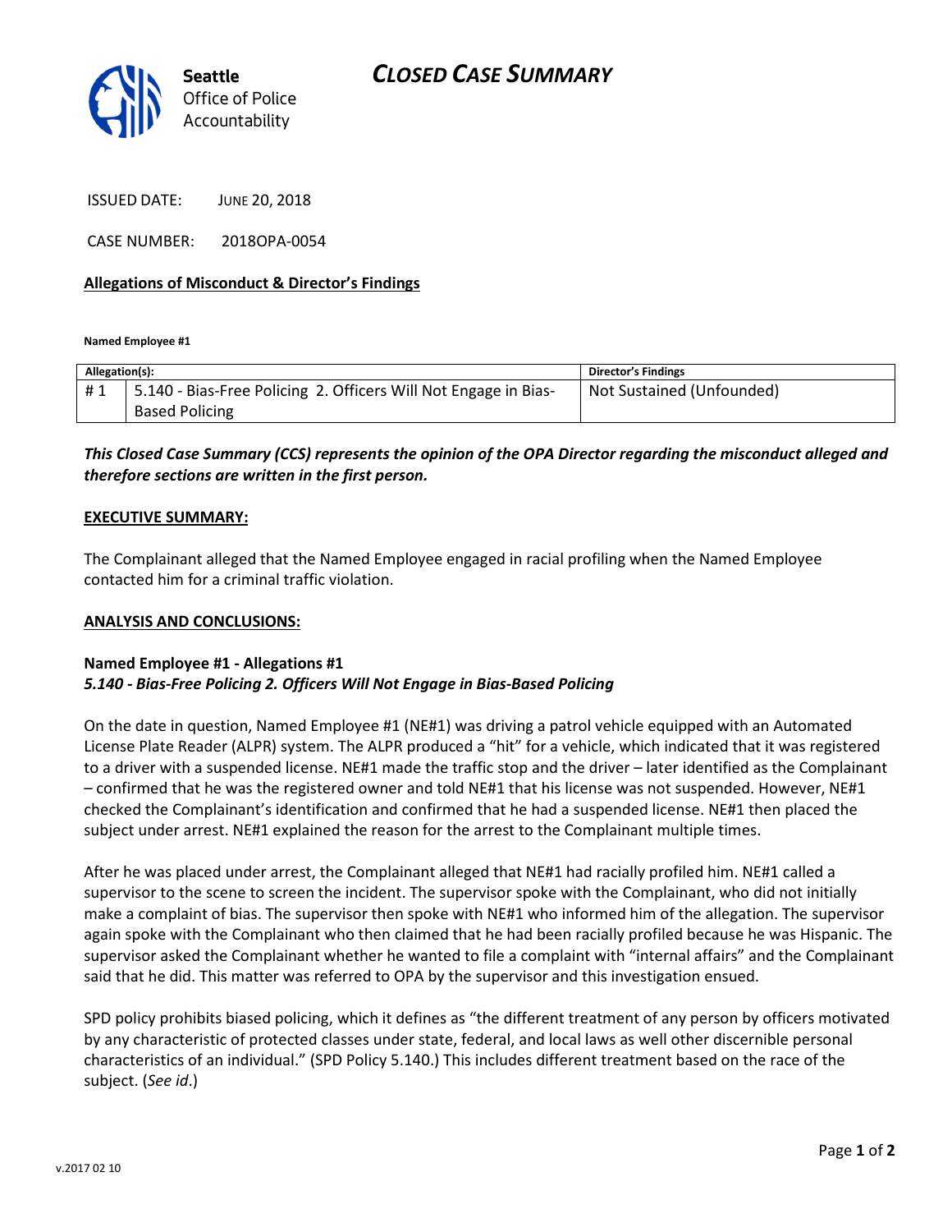# CLOSED CASE SUMMARY

Seattle Office of Police Accountability

ISSUED DATE: JUNE 20, 2018

CASE NUMBER: 2018OPA-0054

**Allegations of Misconduct & Director's Findings**

**Named Employee #1**

| Allegation(s): | | Director's Findings |
|---|---|---|
| # 1 | 5.140 - Bias-Free Policing 2. Officers Will Not Engage in Bias-Based Policing | Not Sustained (Unfounded) |

***This Closed Case Summary (CCS) represents the opinion of the OPA Director regarding the misconduct alleged and therefore sections are written in the first person.***

**EXECUTIVE SUMMARY:**

The Complainant alleged that the Named Employee engaged in racial profiling when the Named Employee contacted him for a criminal traffic violation.

**ANALYSIS AND CONCLUSIONS:**

**Named Employee #1 - Allegations #1**
***5.140 - Bias-Free Policing 2. Officers Will Not Engage in Bias-Based Policing***

On the date in question, Named Employee #1 (NE#1) was driving a patrol vehicle equipped with an Automated License Plate Reader (ALPR) system. The ALPR produced a "hit" for a vehicle, which indicated that it was registered to a driver with a suspended license. NE#1 made the traffic stop and the driver – later identified as the Complainant – confirmed that he was the registered owner and told NE#1 that his license was not suspended. However, NE#1 checked the Complainant's identification and confirmed that he had a suspended license. NE#1 then placed the subject under arrest. NE#1 explained the reason for the arrest to the Complainant multiple times.

After he was placed under arrest, the Complainant alleged that NE#1 had racially profiled him. NE#1 called a supervisor to the scene to screen the incident. The supervisor spoke with the Complainant, who did not initially make a complaint of bias. The supervisor then spoke with NE#1 who informed him of the allegation. The supervisor again spoke with the Complainant who then claimed that he had been racially profiled because he was Hispanic. The supervisor asked the Complainant whether he wanted to file a complaint with "internal affairs" and the Complainant said that he did. This matter was referred to OPA by the supervisor and this investigation ensued.

SPD policy prohibits biased policing, which it defines as "the different treatment of any person by officers motivated by any characteristic of protected classes under state, federal, and local laws as well other discernible personal characteristics of an individual." (SPD Policy 5.140.) This includes different treatment based on the race of the subject. (*See id*.)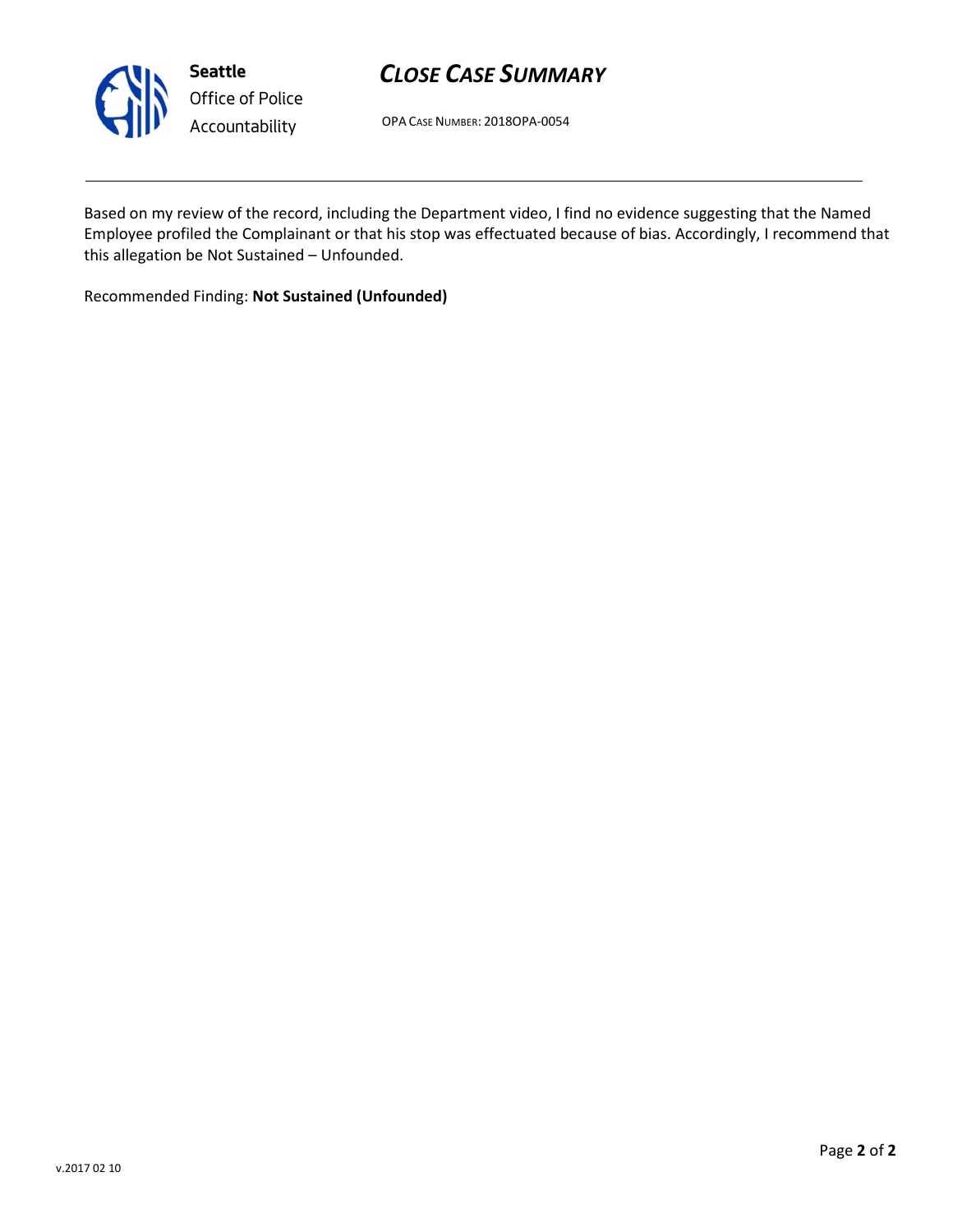Based on my review of the record, including the Department video, I find no evidence suggesting that the Named Employee profiled the Complainant or that his stop was effectuated because of bias. Accordingly, I recommend that this allegation be Not Sustained – Unfounded.

Recommended Finding: **Not Sustained (Unfounded)**